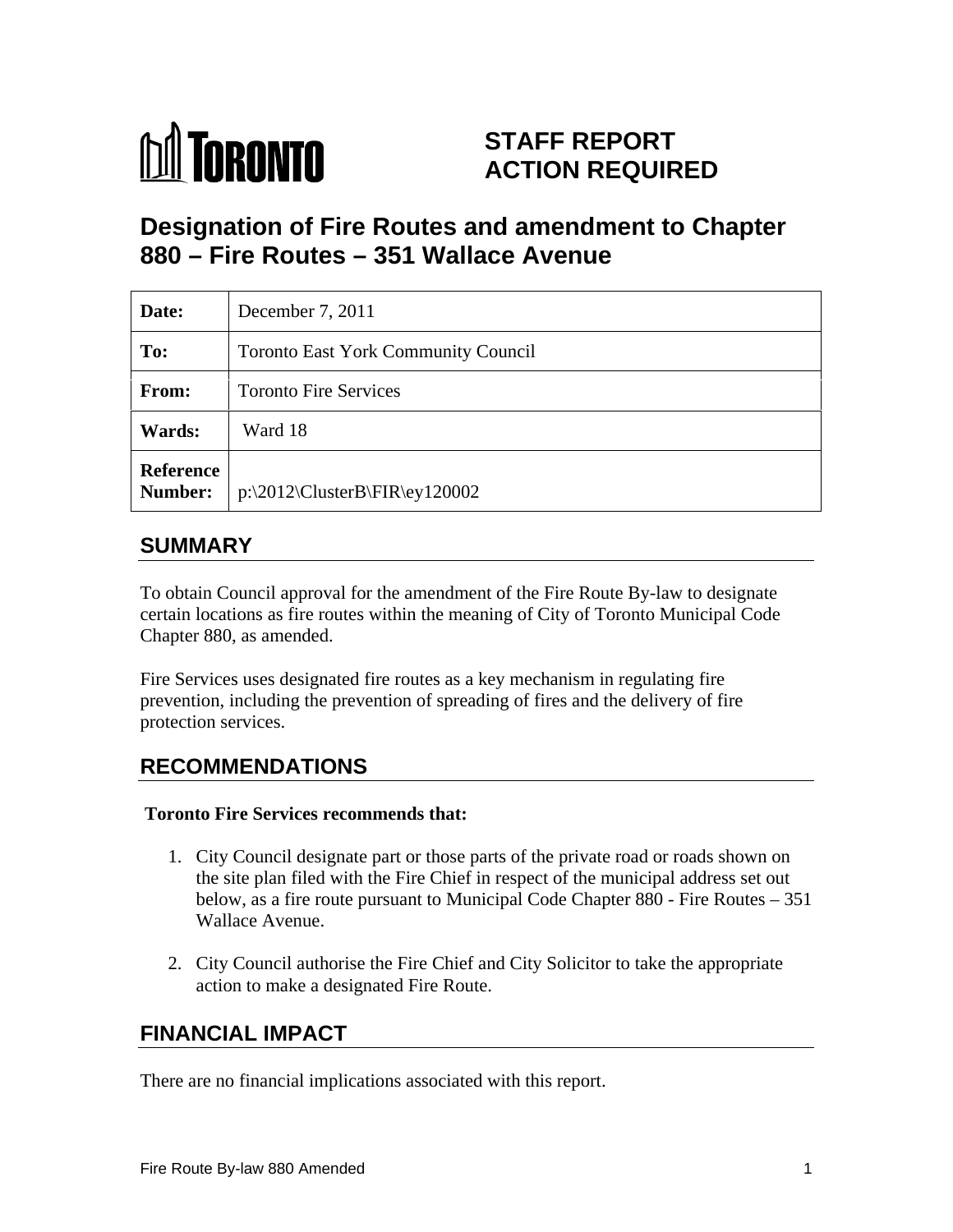# STAFF REPORT ACTION REQUIRED

# Designation of Fire Routes and amendment to Chapter 880 – Fire Routes – 351 Wallace Avenue

| | |
|---|---|
| **Date:** | December 7, 2011 |
| **To:** | Toronto East York Community Council |
| **From:** | Toronto Fire Services |
| **Wards:** | Ward 18 |
| **Reference Number:** | p:\2012\ClusterB\FIR\ey120002 |

## SUMMARY

To obtain Council approval for the amendment of the Fire Route By-law to designate certain locations as fire routes within the meaning of City of Toronto Municipal Code Chapter 880, as amended.

Fire Services uses designated fire routes as a key mechanism in regulating fire prevention, including the prevention of spreading of fires and the delivery of fire protection services.

## RECOMMENDATIONS

**Toronto Fire Services recommends that:**

1. City Council designate part or those parts of the private road or roads shown on the site plan filed with the Fire Chief in respect of the municipal address set out below, as a fire route pursuant to Municipal Code Chapter 880 - Fire Routes – 351 Wallace Avenue.
2. City Council authorise the Fire Chief and City Solicitor to take the appropriate action to make a designated Fire Route.

## FINANCIAL IMPACT

There are no financial implications associated with this report.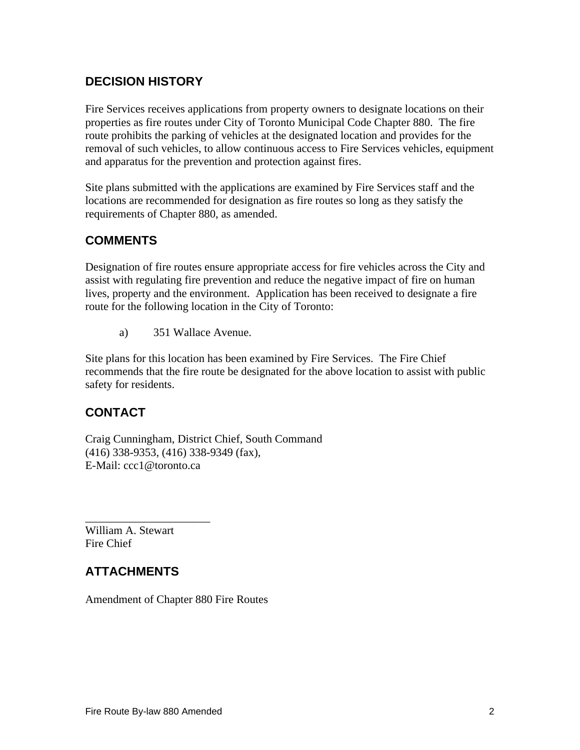## DECISION HISTORY

Fire Services receives applications from property owners to designate locations on their properties as fire routes under City of Toronto Municipal Code Chapter 880. The fire route prohibits the parking of vehicles at the designated location and provides for the removal of such vehicles, to allow continuous access to Fire Services vehicles, equipment and apparatus for the prevention and protection against fires.

Site plans submitted with the applications are examined by Fire Services staff and the locations are recommended for designation as fire routes so long as they satisfy the requirements of Chapter 880, as amended.

## COMMENTS

Designation of fire routes ensure appropriate access for fire vehicles across the City and assist with regulating fire prevention and reduce the negative impact of fire on human lives, property and the environment. Application has been received to designate a fire route for the following location in the City of Toronto:

a) 351 Wallace Avenue.

Site plans for this location has been examined by Fire Services. The Fire Chief recommends that the fire route be designated for the above location to assist with public safety for residents.

## CONTACT

Craig Cunningham, District Chief, South Command
(416) 338-9353, (416) 338-9349 (fax),
E-Mail: ccc1@toronto.ca

_____________________
William A. Stewart
Fire Chief

## ATTACHMENTS

Amendment of Chapter 880 Fire Routes